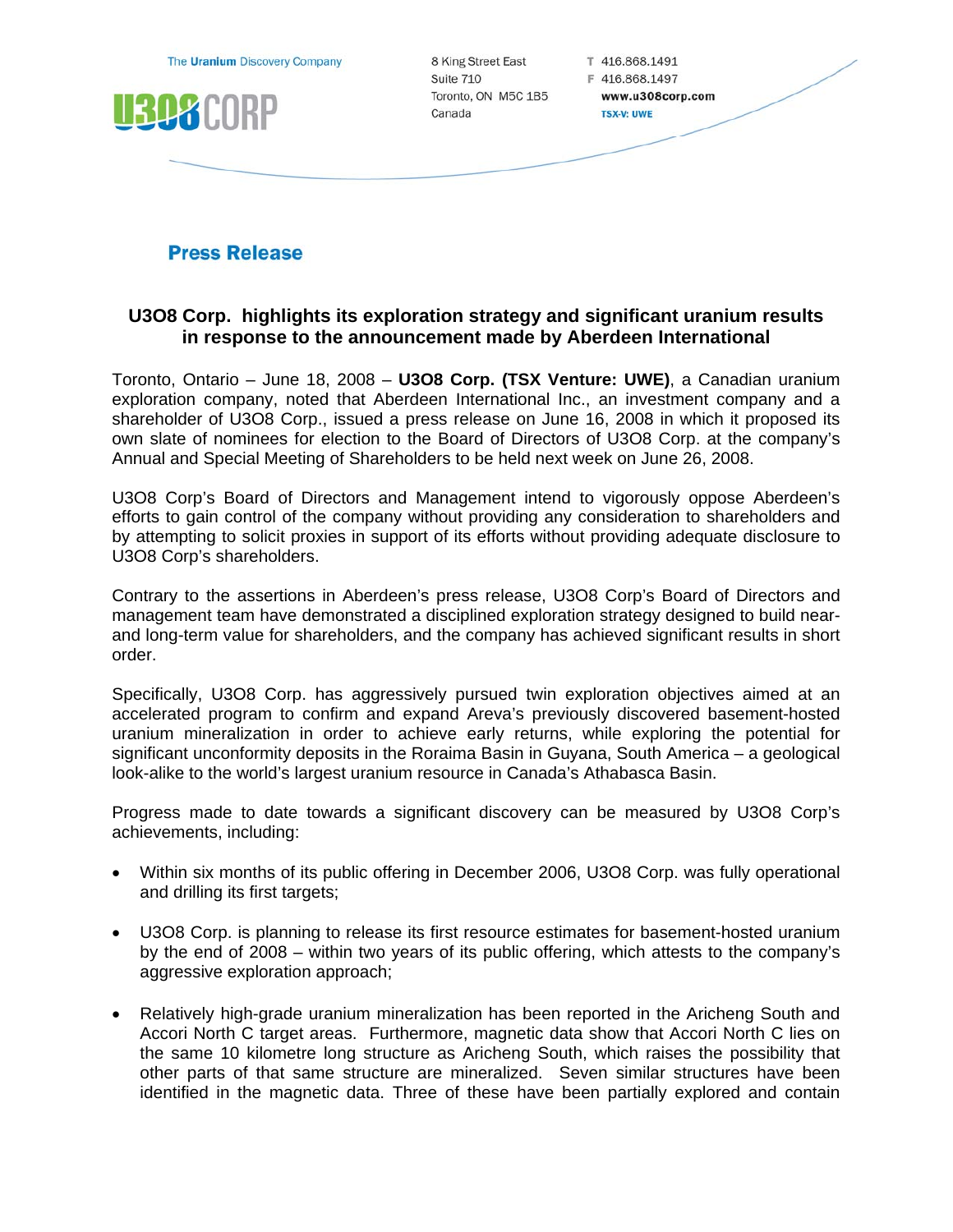The Uranium Discovery Company

U3O8 CORP

8 King Street East
Suite 710
Toronto, ON M5C 1B5
Canada

T 416.868.1491
F 416.868.1497
www.u3o8corp.com
TSX-V: UWE

## Press Release

### U3O8 Corp. highlights its exploration strategy and significant uranium results in response to the announcement made by Aberdeen International

Toronto, Ontario – June 18, 2008 – **U3O8 Corp. (TSX Venture: UWE)**, a Canadian uranium exploration company, noted that Aberdeen International Inc., an investment company and a shareholder of U3O8 Corp., issued a press release on June 16, 2008 in which it proposed its own slate of nominees for election to the Board of Directors of U3O8 Corp. at the company's Annual and Special Meeting of Shareholders to be held next week on June 26, 2008.

U3O8 Corp's Board of Directors and Management intend to vigorously oppose Aberdeen's efforts to gain control of the company without providing any consideration to shareholders and by attempting to solicit proxies in support of its efforts without providing adequate disclosure to U3O8 Corp's shareholders.

Contrary to the assertions in Aberdeen's press release, U3O8 Corp's Board of Directors and management team have demonstrated a disciplined exploration strategy designed to build near- and long-term value for shareholders, and the company has achieved significant results in short order.

Specifically, U3O8 Corp. has aggressively pursued twin exploration objectives aimed at an accelerated program to confirm and expand Areva's previously discovered basement-hosted uranium mineralization in order to achieve early returns, while exploring the potential for significant unconformity deposits in the Roraima Basin in Guyana, South America – a geological look-alike to the world's largest uranium resource in Canada's Athabasca Basin.

Progress made to date towards a significant discovery can be measured by U3O8 Corp's achievements, including:

- Within six months of its public offering in December 2006, U3O8 Corp. was fully operational and drilling its first targets;
- U3O8 Corp. is planning to release its first resource estimates for basement-hosted uranium by the end of 2008 – within two years of its public offering, which attests to the company's aggressive exploration approach;
- Relatively high-grade uranium mineralization has been reported in the Aricheng South and Accori North C target areas. Furthermore, magnetic data show that Accori North C lies on the same 10 kilometre long structure as Aricheng South, which raises the possibility that other parts of that same structure are mineralized. Seven similar structures have been identified in the magnetic data. Three of these have been partially explored and contain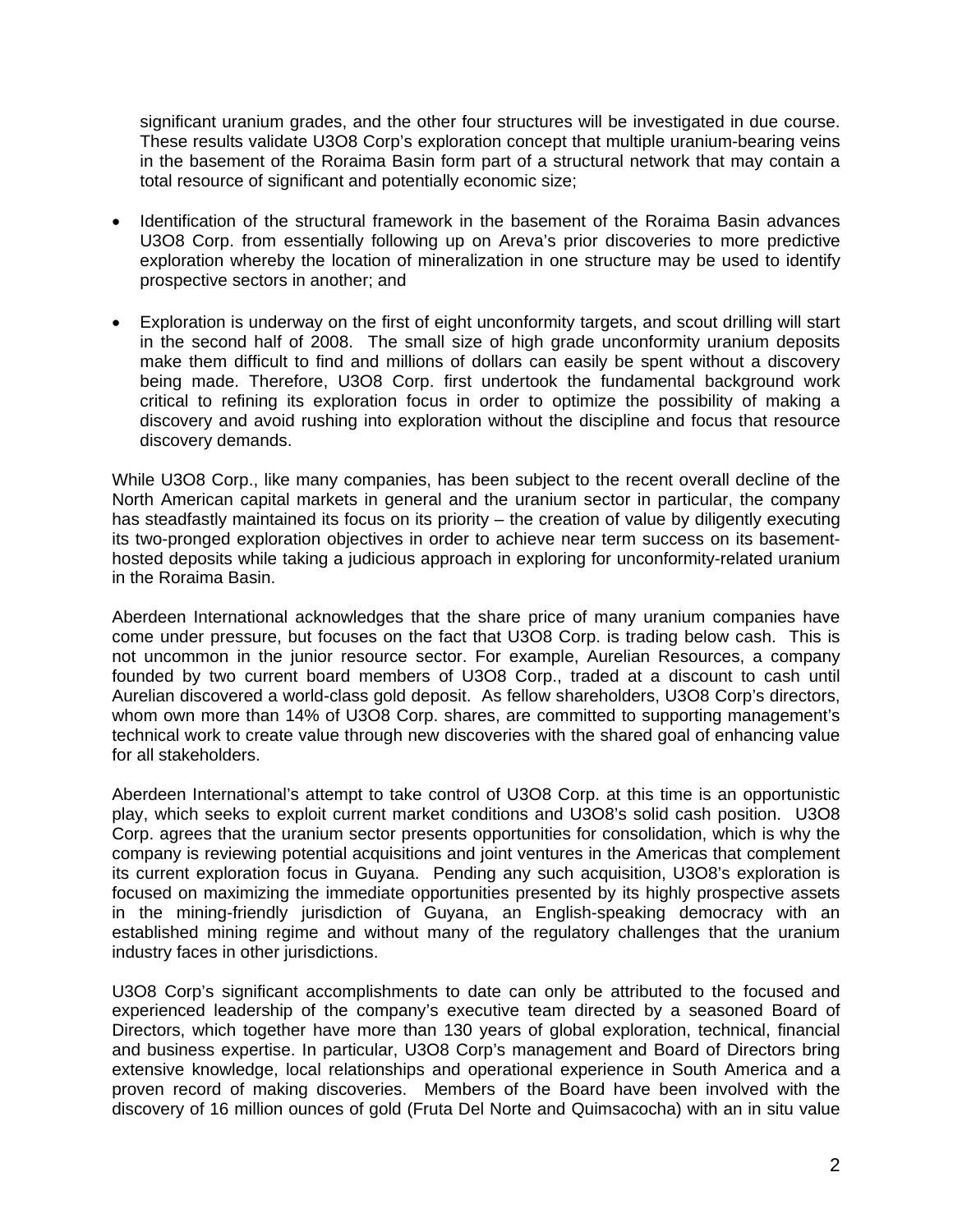significant uranium grades, and the other four structures will be investigated in due course. These results validate U3O8 Corp's exploration concept that multiple uranium-bearing veins in the basement of the Roraima Basin form part of a structural network that may contain a total resource of significant and potentially economic size;

- Identification of the structural framework in the basement of the Roraima Basin advances U3O8 Corp. from essentially following up on Areva's prior discoveries to more predictive exploration whereby the location of mineralization in one structure may be used to identify prospective sectors in another; and
- Exploration is underway on the first of eight unconformity targets, and scout drilling will start in the second half of 2008. The small size of high grade unconformity uranium deposits make them difficult to find and millions of dollars can easily be spent without a discovery being made. Therefore, U3O8 Corp. first undertook the fundamental background work critical to refining its exploration focus in order to optimize the possibility of making a discovery and avoid rushing into exploration without the discipline and focus that resource discovery demands.

While U3O8 Corp., like many companies, has been subject to the recent overall decline of the North American capital markets in general and the uranium sector in particular, the company has steadfastly maintained its focus on its priority – the creation of value by diligently executing its two-pronged exploration objectives in order to achieve near term success on its basement-hosted deposits while taking a judicious approach in exploring for unconformity-related uranium in the Roraima Basin.

Aberdeen International acknowledges that the share price of many uranium companies have come under pressure, but focuses on the fact that U3O8 Corp. is trading below cash. This is not uncommon in the junior resource sector. For example, Aurelian Resources, a company founded by two current board members of U3O8 Corp., traded at a discount to cash until Aurelian discovered a world-class gold deposit. As fellow shareholders, U3O8 Corp's directors, whom own more than 14% of U3O8 Corp. shares, are committed to supporting management's technical work to create value through new discoveries with the shared goal of enhancing value for all stakeholders.

Aberdeen International's attempt to take control of U3O8 Corp. at this time is an opportunistic play, which seeks to exploit current market conditions and U3O8's solid cash position. U3O8 Corp. agrees that the uranium sector presents opportunities for consolidation, which is why the company is reviewing potential acquisitions and joint ventures in the Americas that complement its current exploration focus in Guyana. Pending any such acquisition, U3O8's exploration is focused on maximizing the immediate opportunities presented by its highly prospective assets in the mining-friendly jurisdiction of Guyana, an English-speaking democracy with an established mining regime and without many of the regulatory challenges that the uranium industry faces in other jurisdictions.

U3O8 Corp's significant accomplishments to date can only be attributed to the focused and experienced leadership of the company's executive team directed by a seasoned Board of Directors, which together have more than 130 years of global exploration, technical, financial and business expertise. In particular, U3O8 Corp's management and Board of Directors bring extensive knowledge, local relationships and operational experience in South America and a proven record of making discoveries. Members of the Board have been involved with the discovery of 16 million ounces of gold (Fruta Del Norte and Quimsacocha) with an in situ value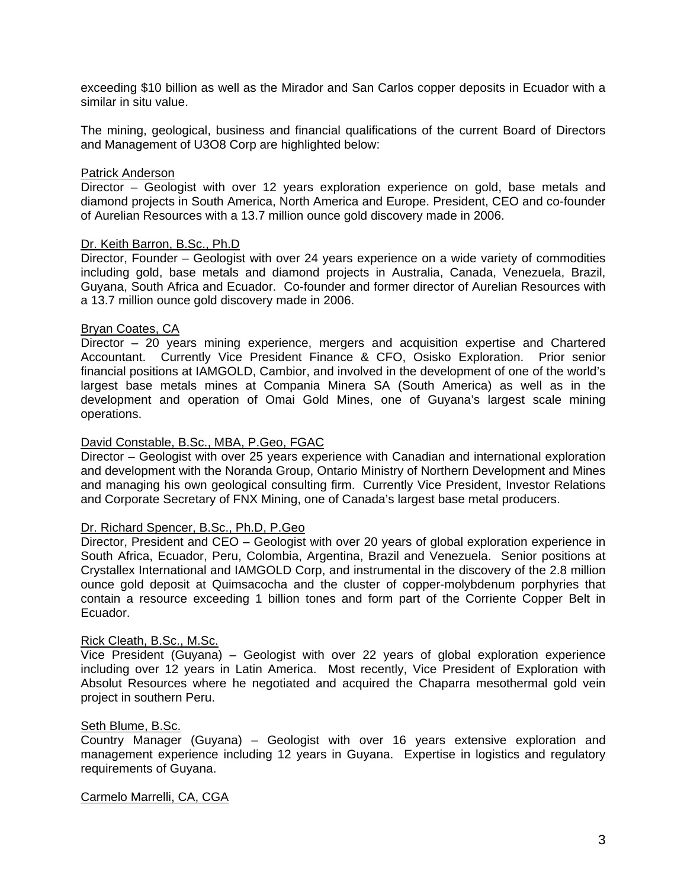exceeding $10 billion as well as the Mirador and San Carlos copper deposits in Ecuador with a similar in situ value.

The mining, geological, business and financial qualifications of the current Board of Directors and Management of U3O8 Corp are highlighted below:

<u>Patrick Anderson</u>
Director – Geologist with over 12 years exploration experience on gold, base metals and diamond projects in South America, North America and Europe. President, CEO and co-founder of Aurelian Resources with a 13.7 million ounce gold discovery made in 2006.

<u>Dr. Keith Barron, B.Sc., Ph.D</u>
Director, Founder – Geologist with over 24 years experience on a wide variety of commodities including gold, base metals and diamond projects in Australia, Canada, Venezuela, Brazil, Guyana, South Africa and Ecuador. Co-founder and former director of Aurelian Resources with a 13.7 million ounce gold discovery made in 2006.

<u>Bryan Coates, CA</u>
Director – 20 years mining experience, mergers and acquisition expertise and Chartered Accountant. Currently Vice President Finance & CFO, Osisko Exploration. Prior senior financial positions at IAMGOLD, Cambior, and involved in the development of one of the world's largest base metals mines at Compania Minera SA (South America) as well as in the development and operation of Omai Gold Mines, one of Guyana's largest scale mining operations.

<u>David Constable, B.Sc., MBA, P.Geo, FGAC</u>
Director – Geologist with over 25 years experience with Canadian and international exploration and development with the Noranda Group, Ontario Ministry of Northern Development and Mines and managing his own geological consulting firm. Currently Vice President, Investor Relations and Corporate Secretary of FNX Mining, one of Canada's largest base metal producers.

<u>Dr. Richard Spencer, B.Sc., Ph.D, P.Geo</u>
Director, President and CEO – Geologist with over 20 years of global exploration experience in South Africa, Ecuador, Peru, Colombia, Argentina, Brazil and Venezuela. Senior positions at Crystallex International and IAMGOLD Corp, and instrumental in the discovery of the 2.8 million ounce gold deposit at Quimsacocha and the cluster of copper-molybdenum porphyries that contain a resource exceeding 1 billion tones and form part of the Corriente Copper Belt in Ecuador.

<u>Rick Cleath, B.Sc., M.Sc.</u>
Vice President (Guyana) – Geologist with over 22 years of global exploration experience including over 12 years in Latin America. Most recently, Vice President of Exploration with Absolut Resources where he negotiated and acquired the Chaparra mesothermal gold vein project in southern Peru.

<u>Seth Blume, B.Sc.</u>
Country Manager (Guyana) – Geologist with over 16 years extensive exploration and management experience including 12 years in Guyana. Expertise in logistics and regulatory requirements of Guyana.

<u>Carmelo Marrelli, CA, CGA</u>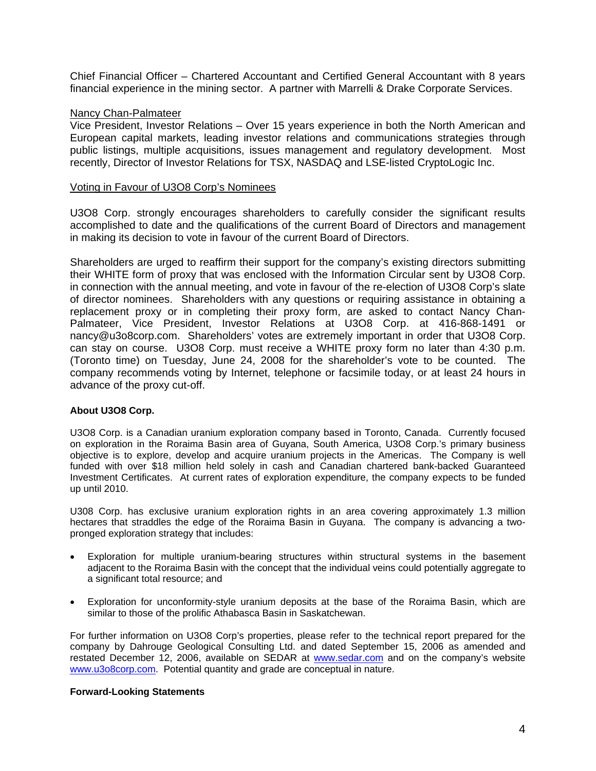Chief Financial Officer – Chartered Accountant and Certified General Accountant with 8 years financial experience in the mining sector. A partner with Marrelli & Drake Corporate Services.

Nancy Chan-Palmateer
Vice President, Investor Relations – Over 15 years experience in both the North American and European capital markets, leading investor relations and communications strategies through public listings, multiple acquisitions, issues management and regulatory development. Most recently, Director of Investor Relations for TSX, NASDAQ and LSE-listed CryptoLogic Inc.

Voting in Favour of U3O8 Corp's Nominees

U3O8 Corp. strongly encourages shareholders to carefully consider the significant results accomplished to date and the qualifications of the current Board of Directors and management in making its decision to vote in favour of the current Board of Directors.

Shareholders are urged to reaffirm their support for the company's existing directors submitting their WHITE form of proxy that was enclosed with the Information Circular sent by U3O8 Corp. in connection with the annual meeting, and vote in favour of the re-election of U3O8 Corp's slate of director nominees. Shareholders with any questions or requiring assistance in obtaining a replacement proxy or in completing their proxy form, are asked to contact Nancy Chan-Palmateer, Vice President, Investor Relations at U3O8 Corp. at 416-868-1491 or nancy@u3o8corp.com. Shareholders' votes are extremely important in order that U3O8 Corp. can stay on course. U3O8 Corp. must receive a WHITE proxy form no later than 4:30 p.m. (Toronto time) on Tuesday, June 24, 2008 for the shareholder's vote to be counted. The company recommends voting by Internet, telephone or facsimile today, or at least 24 hours in advance of the proxy cut-off.

**About U3O8 Corp.**

U3O8 Corp. is a Canadian uranium exploration company based in Toronto, Canada. Currently focused on exploration in the Roraima Basin area of Guyana, South America, U3O8 Corp.'s primary business objective is to explore, develop and acquire uranium projects in the Americas. The Company is well funded with over $18 million held solely in cash and Canadian chartered bank-backed Guaranteed Investment Certificates. At current rates of exploration expenditure, the company expects to be funded up until 2010.

U308 Corp. has exclusive uranium exploration rights in an area covering approximately 1.3 million hectares that straddles the edge of the Roraima Basin in Guyana. The company is advancing a two-pronged exploration strategy that includes:

- Exploration for multiple uranium-bearing structures within structural systems in the basement adjacent to the Roraima Basin with the concept that the individual veins could potentially aggregate to a significant total resource; and
- Exploration for unconformity-style uranium deposits at the base of the Roraima Basin, which are similar to those of the prolific Athabasca Basin in Saskatchewan.

For further information on U3O8 Corp's properties, please refer to the technical report prepared for the company by Dahrouge Geological Consulting Ltd. and dated September 15, 2006 as amended and restated December 12, 2006, available on SEDAR at www.sedar.com and on the company's website www.u3o8corp.com. Potential quantity and grade are conceptual in nature.

**Forward-Looking Statements**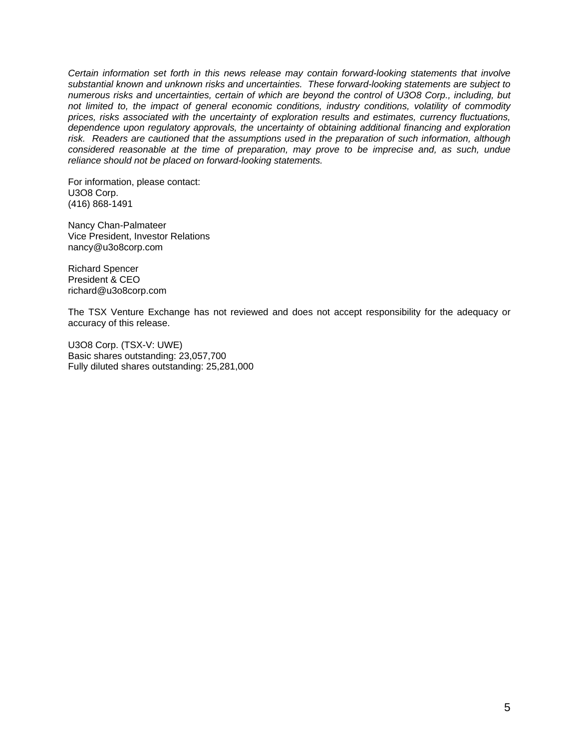*Certain information set forth in this news release may contain forward-looking statements that involve substantial known and unknown risks and uncertainties. These forward-looking statements are subject to numerous risks and uncertainties, certain of which are beyond the control of U3O8 Corp., including, but not limited to, the impact of general economic conditions, industry conditions, volatility of commodity prices, risks associated with the uncertainty of exploration results and estimates, currency fluctuations, dependence upon regulatory approvals, the uncertainty of obtaining additional financing and exploration risk. Readers are cautioned that the assumptions used in the preparation of such information, although considered reasonable at the time of preparation, may prove to be imprecise and, as such, undue reliance should not be placed on forward-looking statements.*

For information, please contact:
U3O8 Corp.
(416) 868-1491

Nancy Chan-Palmateer
Vice President, Investor Relations
nancy@u3o8corp.com

Richard Spencer
President & CEO
richard@u3o8corp.com

The TSX Venture Exchange has not reviewed and does not accept responsibility for the adequacy or accuracy of this release.

U3O8 Corp. (TSX-V: UWE)
Basic shares outstanding: 23,057,700
Fully diluted shares outstanding: 25,281,000